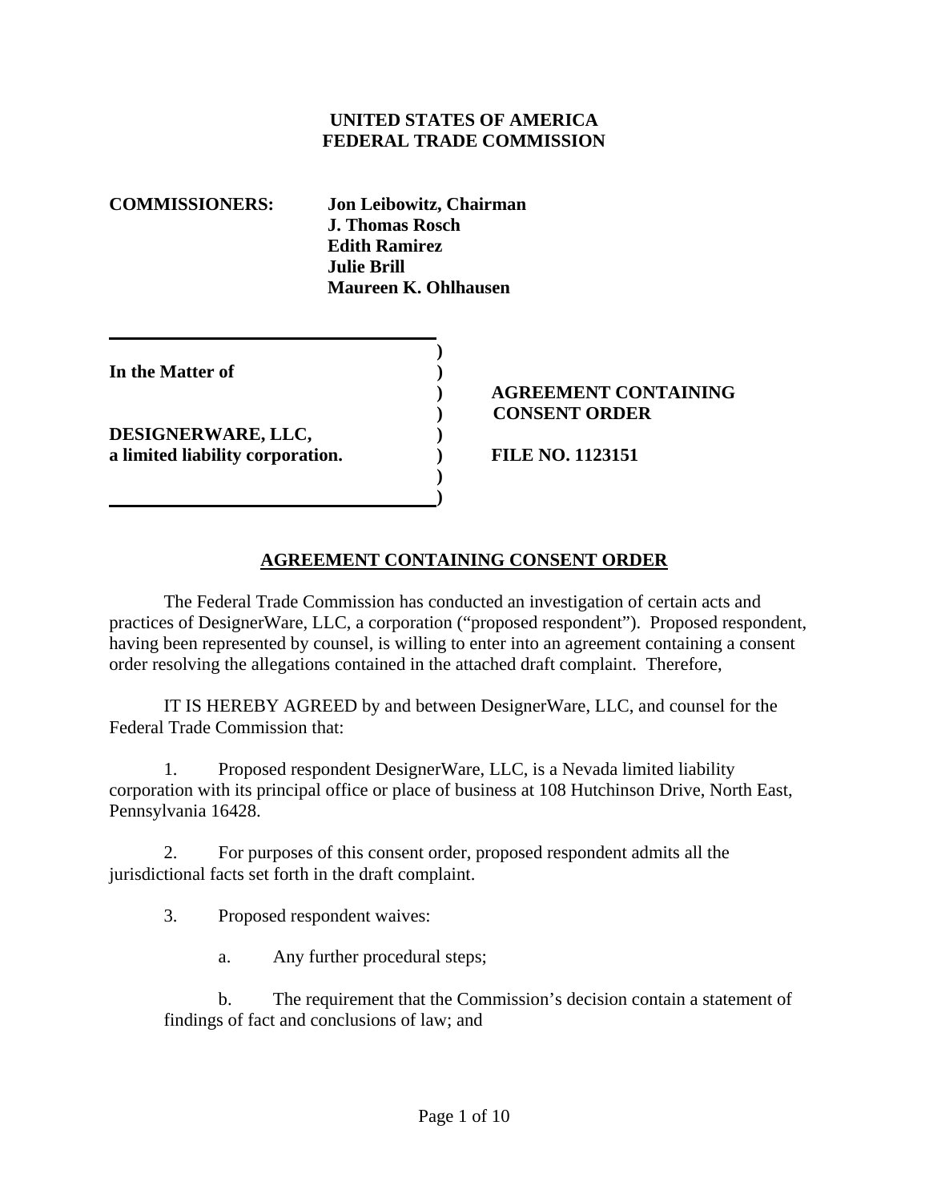**UNITED STATES OF AMERICA**
**FEDERAL TRADE COMMISSION**

**COMMISSIONERS:** **Jon Leibowitz, Chairman**
**J. Thomas Rosch**
**Edith Ramirez**
**Julie Brill**
**Maureen K. Ohlhausen**

| | | |
|---|---|---|
| **In the Matter of** | ) | |
| | ) | **AGREEMENT CONTAINING** |
| | ) | **CONSENT ORDER** |
| **DESIGNERWARE, LLC,** | ) | |
| **a limited liability corporation.** | ) | **FILE NO. 1123151** |

## AGREEMENT CONTAINING CONSENT ORDER

The Federal Trade Commission has conducted an investigation of certain acts and practices of DesignerWare, LLC, a corporation ("proposed respondent"). Proposed respondent, having been represented by counsel, is willing to enter into an agreement containing a consent order resolving the allegations contained in the attached draft complaint. Therefore,

IT IS HEREBY AGREED by and between DesignerWare, LLC, and counsel for the Federal Trade Commission that:

1. Proposed respondent DesignerWare, LLC, is a Nevada limited liability corporation with its principal office or place of business at 108 Hutchinson Drive, North East, Pennsylvania 16428.

2. For purposes of this consent order, proposed respondent admits all the jurisdictional facts set forth in the draft complaint.

3. Proposed respondent waives:

   a. Any further procedural steps;

   b. The requirement that the Commission's decision contain a statement of findings of fact and conclusions of law; and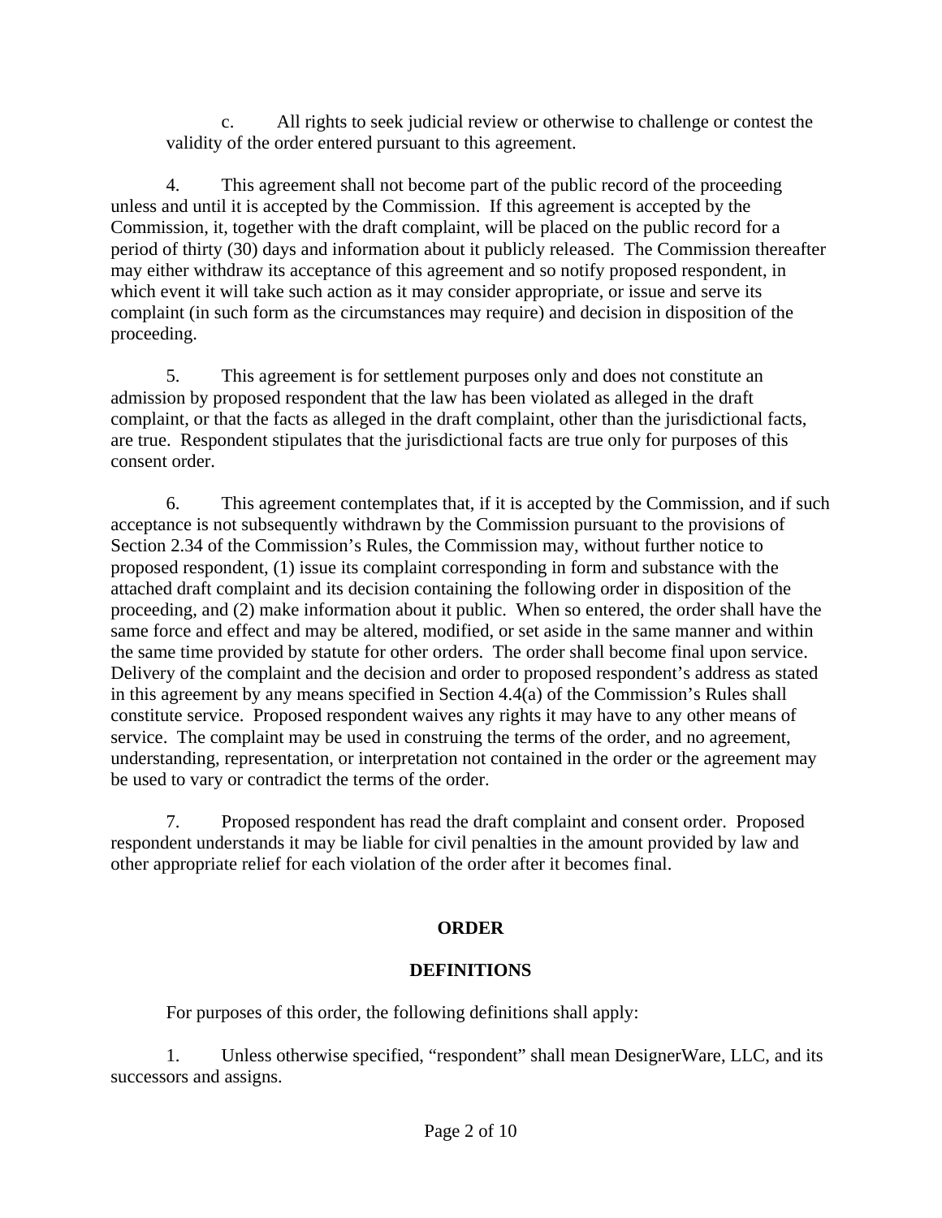c. All rights to seek judicial review or otherwise to challenge or contest the validity of the order entered pursuant to this agreement.

4. This agreement shall not become part of the public record of the proceeding unless and until it is accepted by the Commission. If this agreement is accepted by the Commission, it, together with the draft complaint, will be placed on the public record for a period of thirty (30) days and information about it publicly released. The Commission thereafter may either withdraw its acceptance of this agreement and so notify proposed respondent, in which event it will take such action as it may consider appropriate, or issue and serve its complaint (in such form as the circumstances may require) and decision in disposition of the proceeding.

5. This agreement is for settlement purposes only and does not constitute an admission by proposed respondent that the law has been violated as alleged in the draft complaint, or that the facts as alleged in the draft complaint, other than the jurisdictional facts, are true. Respondent stipulates that the jurisdictional facts are true only for purposes of this consent order.

6. This agreement contemplates that, if it is accepted by the Commission, and if such acceptance is not subsequently withdrawn by the Commission pursuant to the provisions of Section 2.34 of the Commission's Rules, the Commission may, without further notice to proposed respondent, (1) issue its complaint corresponding in form and substance with the attached draft complaint and its decision containing the following order in disposition of the proceeding, and (2) make information about it public. When so entered, the order shall have the same force and effect and may be altered, modified, or set aside in the same manner and within the same time provided by statute for other orders. The order shall become final upon service. Delivery of the complaint and the decision and order to proposed respondent's address as stated in this agreement by any means specified in Section 4.4(a) of the Commission's Rules shall constitute service. Proposed respondent waives any rights it may have to any other means of service. The complaint may be used in construing the terms of the order, and no agreement, understanding, representation, or interpretation not contained in the order or the agreement may be used to vary or contradict the terms of the order.

7. Proposed respondent has read the draft complaint and consent order. Proposed respondent understands it may be liable for civil penalties in the amount provided by law and other appropriate relief for each violation of the order after it becomes final.

## ORDER

### DEFINITIONS

For purposes of this order, the following definitions shall apply:

1. Unless otherwise specified, "respondent" shall mean DesignerWare, LLC, and its successors and assigns.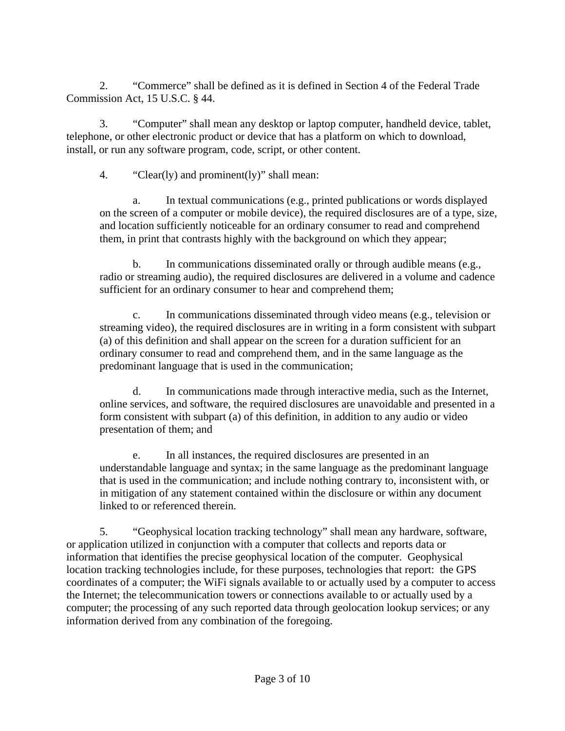2. “Commerce” shall be defined as it is defined in Section 4 of the Federal Trade Commission Act, 15 U.S.C. § 44.

3. “Computer” shall mean any desktop or laptop computer, handheld device, tablet, telephone, or other electronic product or device that has a platform on which to download, install, or run any software program, code, script, or other content.

4. “Clear(ly) and prominent(ly)” shall mean:

a. In textual communications (e.g., printed publications or words displayed on the screen of a computer or mobile device), the required disclosures are of a type, size, and location sufficiently noticeable for an ordinary consumer to read and comprehend them, in print that contrasts highly with the background on which they appear;

b. In communications disseminated orally or through audible means (e.g., radio or streaming audio), the required disclosures are delivered in a volume and cadence sufficient for an ordinary consumer to hear and comprehend them;

c. In communications disseminated through video means (e.g., television or streaming video), the required disclosures are in writing in a form consistent with subpart (a) of this definition and shall appear on the screen for a duration sufficient for an ordinary consumer to read and comprehend them, and in the same language as the predominant language that is used in the communication;

d. In communications made through interactive media, such as the Internet, online services, and software, the required disclosures are unavoidable and presented in a form consistent with subpart (a) of this definition, in addition to any audio or video presentation of them; and

e. In all instances, the required disclosures are presented in an understandable language and syntax; in the same language as the predominant language that is used in the communication; and include nothing contrary to, inconsistent with, or in mitigation of any statement contained within the disclosure or within any document linked to or referenced therein.

5. “Geophysical location tracking technology” shall mean any hardware, software, or application utilized in conjunction with a computer that collects and reports data or information that identifies the precise geophysical location of the computer. Geophysical location tracking technologies include, for these purposes, technologies that report: the GPS coordinates of a computer; the WiFi signals available to or actually used by a computer to access the Internet; the telecommunication towers or connections available to or actually used by a computer; the processing of any such reported data through geolocation lookup services; or any information derived from any combination of the foregoing.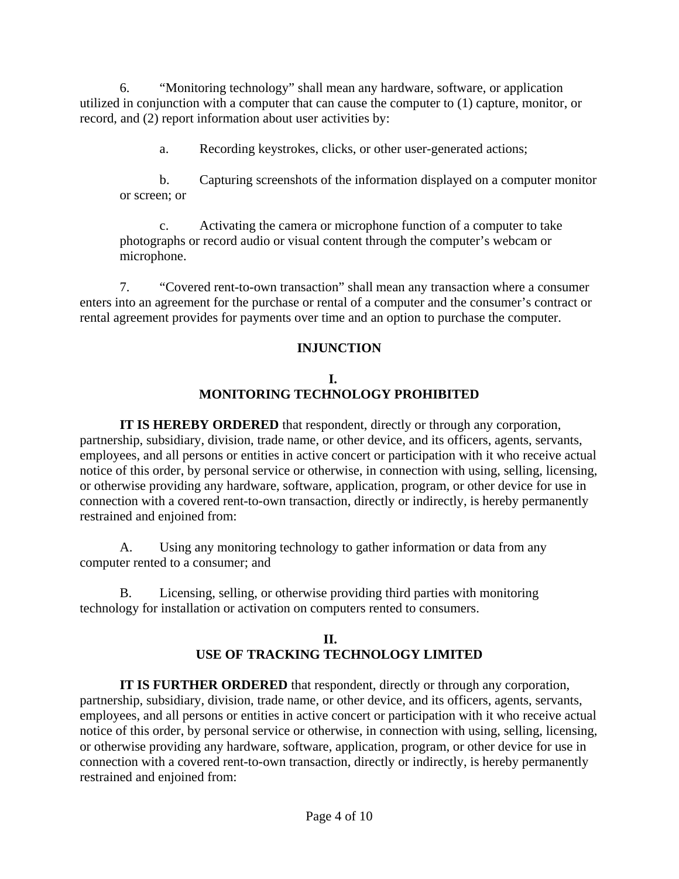6. "Monitoring technology" shall mean any hardware, software, or application utilized in conjunction with a computer that can cause the computer to (1) capture, monitor, or record, and (2) report information about user activities by:

> a. Recording keystrokes, clicks, or other user-generated actions;
>
> b. Capturing screenshots of the information displayed on a computer monitor or screen; or
>
> c. Activating the camera or microphone function of a computer to take photographs or record audio or visual content through the computer's webcam or microphone.

7. "Covered rent-to-own transaction" shall mean any transaction where a consumer enters into an agreement for the purchase or rental of a computer and the consumer's contract or rental agreement provides for payments over time and an option to purchase the computer.

## INJUNCTION

### I.
### MONITORING TECHNOLOGY PROHIBITED

**IT IS HEREBY ORDERED** that respondent, directly or through any corporation, partnership, subsidiary, division, trade name, or other device, and its officers, agents, servants, employees, and all persons or entities in active concert or participation with it who receive actual notice of this order, by personal service or otherwise, in connection with using, selling, licensing, or otherwise providing any hardware, software, application, program, or other device for use in connection with a covered rent-to-own transaction, directly or indirectly, is hereby permanently restrained and enjoined from:

A. Using any monitoring technology to gather information or data from any computer rented to a consumer; and

B. Licensing, selling, or otherwise providing third parties with monitoring technology for installation or activation on computers rented to consumers.

### II.
### USE OF TRACKING TECHNOLOGY LIMITED

**IT IS FURTHER ORDERED** that respondent, directly or through any corporation, partnership, subsidiary, division, trade name, or other device, and its officers, agents, servants, employees, and all persons or entities in active concert or participation with it who receive actual notice of this order, by personal service or otherwise, in connection with using, selling, licensing, or otherwise providing any hardware, software, application, program, or other device for use in connection with a covered rent-to-own transaction, directly or indirectly, is hereby permanently restrained and enjoined from: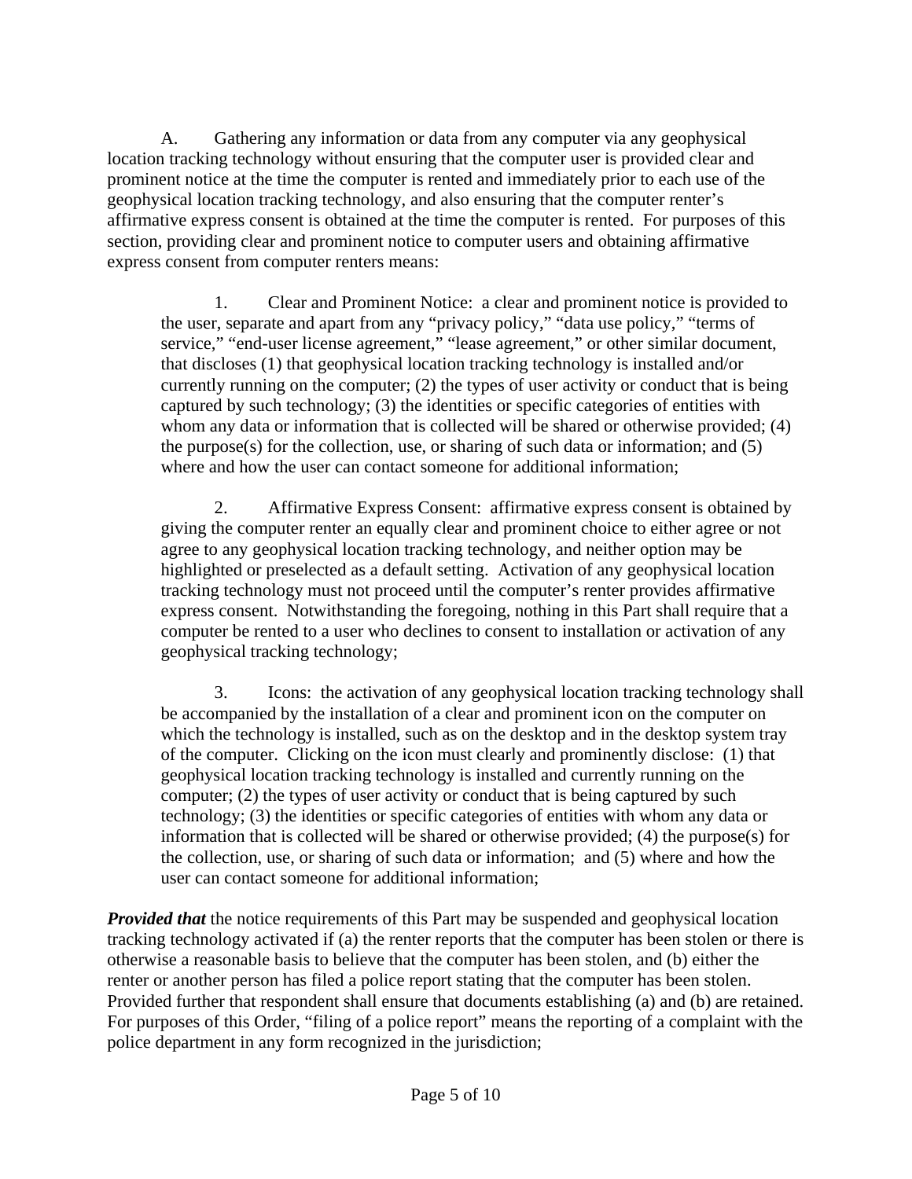A. Gathering any information or data from any computer via any geophysical location tracking technology without ensuring that the computer user is provided clear and prominent notice at the time the computer is rented and immediately prior to each use of the geophysical location tracking technology, and also ensuring that the computer renter's affirmative express consent is obtained at the time the computer is rented. For purposes of this section, providing clear and prominent notice to computer users and obtaining affirmative express consent from computer renters means:

> 1. Clear and Prominent Notice: a clear and prominent notice is provided to the user, separate and apart from any "privacy policy," "data use policy," "terms of service," "end-user license agreement," "lease agreement," or other similar document, that discloses (1) that geophysical location tracking technology is installed and/or currently running on the computer; (2) the types of user activity or conduct that is being captured by such technology; (3) the identities or specific categories of entities with whom any data or information that is collected will be shared or otherwise provided; (4) the purpose(s) for the collection, use, or sharing of such data or information; and (5) where and how the user can contact someone for additional information;
>
> 2. Affirmative Express Consent: affirmative express consent is obtained by giving the computer renter an equally clear and prominent choice to either agree or not agree to any geophysical location tracking technology, and neither option may be highlighted or preselected as a default setting. Activation of any geophysical location tracking technology must not proceed until the computer's renter provides affirmative express consent. Notwithstanding the foregoing, nothing in this Part shall require that a computer be rented to a user who declines to consent to installation or activation of any geophysical tracking technology;
>
> 3. Icons: the activation of any geophysical location tracking technology shall be accompanied by the installation of a clear and prominent icon on the computer on which the technology is installed, such as on the desktop and in the desktop system tray of the computer. Clicking on the icon must clearly and prominently disclose: (1) that geophysical location tracking technology is installed and currently running on the computer; (2) the types of user activity or conduct that is being captured by such technology; (3) the identities or specific categories of entities with whom any data or information that is collected will be shared or otherwise provided; (4) the purpose(s) for the collection, use, or sharing of such data or information; and (5) where and how the user can contact someone for additional information;

***Provided that*** the notice requirements of this Part may be suspended and geophysical location tracking technology activated if (a) the renter reports that the computer has been stolen or there is otherwise a reasonable basis to believe that the computer has been stolen, and (b) either the renter or another person has filed a police report stating that the computer has been stolen. Provided further that respondent shall ensure that documents establishing (a) and (b) are retained. For purposes of this Order, "filing of a police report" means the reporting of a complaint with the police department in any form recognized in the jurisdiction;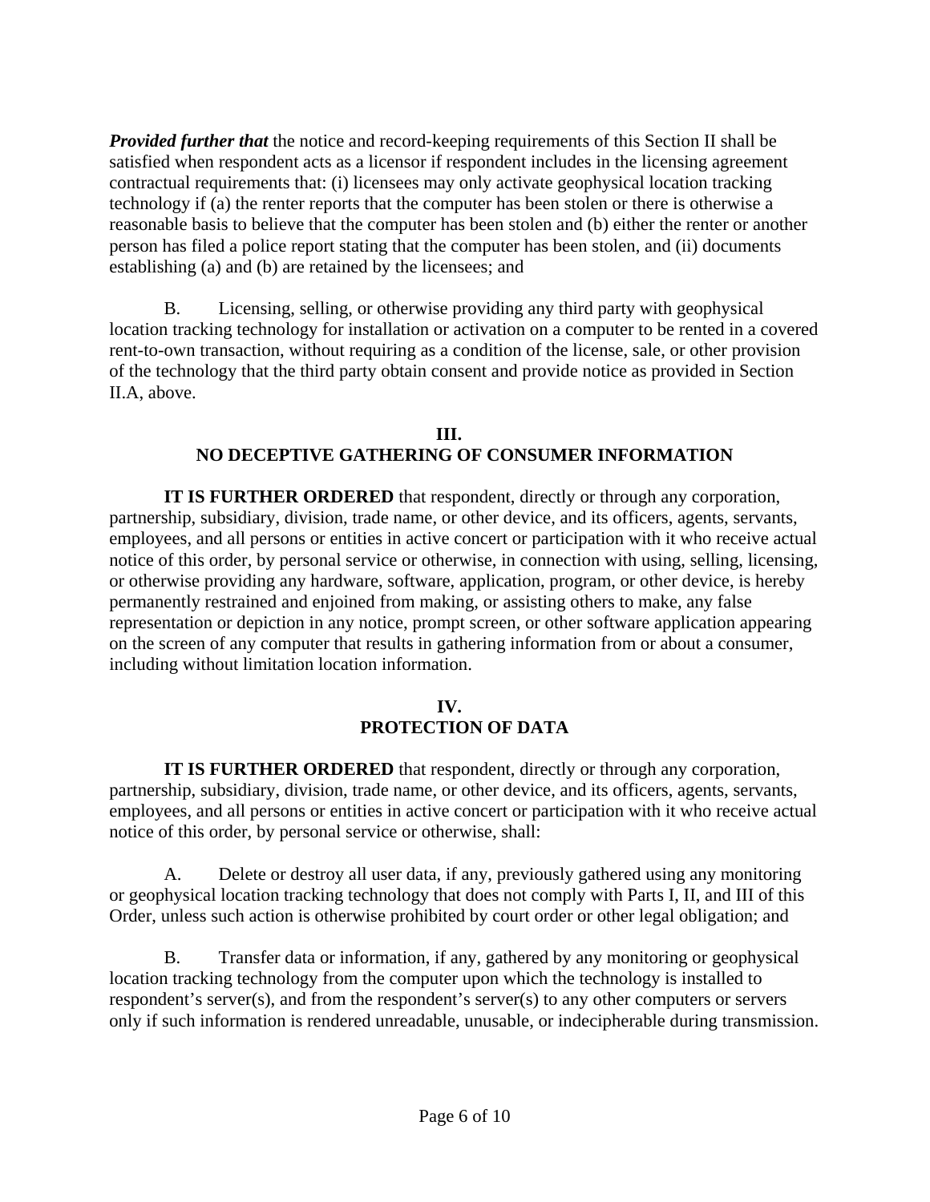***Provided further that*** the notice and record-keeping requirements of this Section II shall be satisfied when respondent acts as a licensor if respondent includes in the licensing agreement contractual requirements that: (i) licensees may only activate geophysical location tracking technology if (a) the renter reports that the computer has been stolen or there is otherwise a reasonable basis to believe that the computer has been stolen and (b) either the renter or another person has filed a police report stating that the computer has been stolen, and (ii) documents establishing (a) and (b) are retained by the licensees; and

B. Licensing, selling, or otherwise providing any third party with geophysical location tracking technology for installation or activation on a computer to be rented in a covered rent-to-own transaction, without requiring as a condition of the license, sale, or other provision of the technology that the third party obtain consent and provide notice as provided in Section II.A, above.

## III.
## NO DECEPTIVE GATHERING OF CONSUMER INFORMATION

**IT IS FURTHER ORDERED** that respondent, directly or through any corporation, partnership, subsidiary, division, trade name, or other device, and its officers, agents, servants, employees, and all persons or entities in active concert or participation with it who receive actual notice of this order, by personal service or otherwise, in connection with using, selling, licensing, or otherwise providing any hardware, software, application, program, or other device, is hereby permanently restrained and enjoined from making, or assisting others to make, any false representation or depiction in any notice, prompt screen, or other software application appearing on the screen of any computer that results in gathering information from or about a consumer, including without limitation location information.

## IV.
## PROTECTION OF DATA

**IT IS FURTHER ORDERED** that respondent, directly or through any corporation, partnership, subsidiary, division, trade name, or other device, and its officers, agents, servants, employees, and all persons or entities in active concert or participation with it who receive actual notice of this order, by personal service or otherwise, shall:

A. Delete or destroy all user data, if any, previously gathered using any monitoring or geophysical location tracking technology that does not comply with Parts I, II, and III of this Order, unless such action is otherwise prohibited by court order or other legal obligation; and

B. Transfer data or information, if any, gathered by any monitoring or geophysical location tracking technology from the computer upon which the technology is installed to respondent's server(s), and from the respondent's server(s) to any other computers or servers only if such information is rendered unreadable, unusable, or indecipherable during transmission.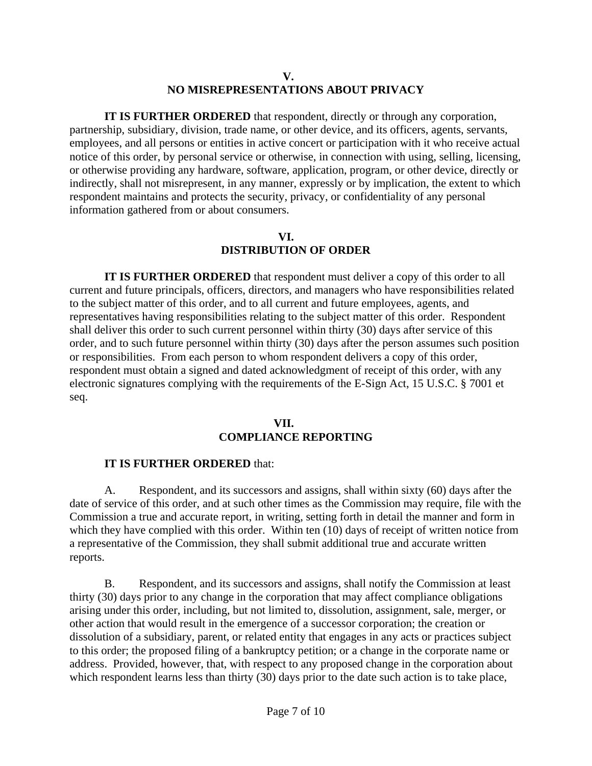## V.
## NO MISREPRESENTATIONS ABOUT PRIVACY

**IT IS FURTHER ORDERED** that respondent, directly or through any corporation, partnership, subsidiary, division, trade name, or other device, and its officers, agents, servants, employees, and all persons or entities in active concert or participation with it who receive actual notice of this order, by personal service or otherwise, in connection with using, selling, licensing, or otherwise providing any hardware, software, application, program, or other device, directly or indirectly, shall not misrepresent, in any manner, expressly or by implication, the extent to which respondent maintains and protects the security, privacy, or confidentiality of any personal information gathered from or about consumers.

## VI.
## DISTRIBUTION OF ORDER

**IT IS FURTHER ORDERED** that respondent must deliver a copy of this order to all current and future principals, officers, directors, and managers who have responsibilities related to the subject matter of this order, and to all current and future employees, agents, and representatives having responsibilities relating to the subject matter of this order. Respondent shall deliver this order to such current personnel within thirty (30) days after service of this order, and to such future personnel within thirty (30) days after the person assumes such position or responsibilities. From each person to whom respondent delivers a copy of this order, respondent must obtain a signed and dated acknowledgment of receipt of this order, with any electronic signatures complying with the requirements of the E-Sign Act, 15 U.S.C. § 7001 et seq.

## VII.
## COMPLIANCE REPORTING

**IT IS FURTHER ORDERED** that:

A. Respondent, and its successors and assigns, shall within sixty (60) days after the date of service of this order, and at such other times as the Commission may require, file with the Commission a true and accurate report, in writing, setting forth in detail the manner and form in which they have complied with this order. Within ten (10) days of receipt of written notice from a representative of the Commission, they shall submit additional true and accurate written reports.

B. Respondent, and its successors and assigns, shall notify the Commission at least thirty (30) days prior to any change in the corporation that may affect compliance obligations arising under this order, including, but not limited to, dissolution, assignment, sale, merger, or other action that would result in the emergence of a successor corporation; the creation or dissolution of a subsidiary, parent, or related entity that engages in any acts or practices subject to this order; the proposed filing of a bankruptcy petition; or a change in the corporate name or address. Provided, however, that, with respect to any proposed change in the corporation about which respondent learns less than thirty (30) days prior to the date such action is to take place,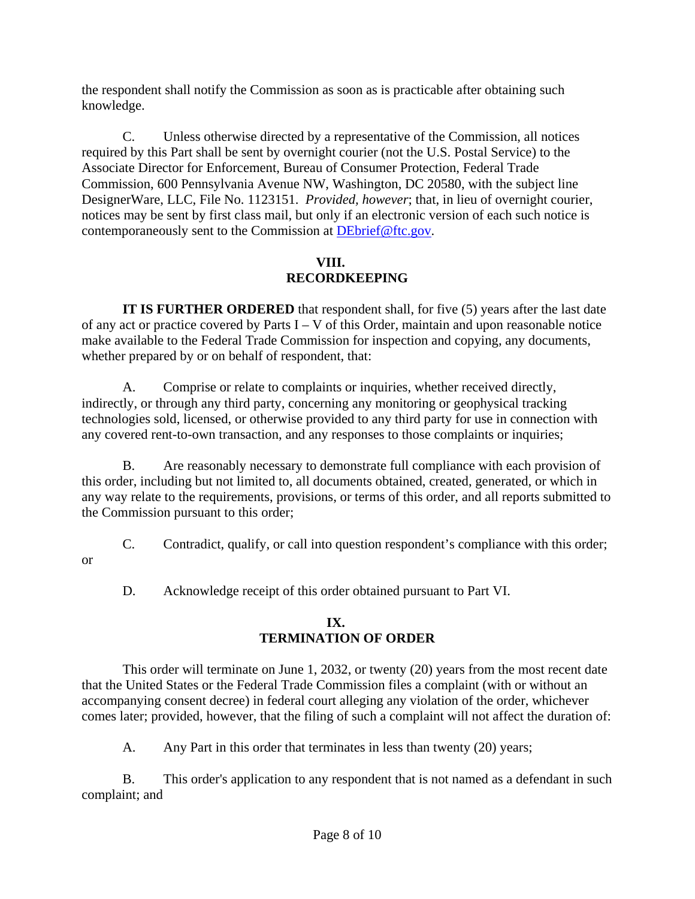the respondent shall notify the Commission as soon as is practicable after obtaining such knowledge.

C. Unless otherwise directed by a representative of the Commission, all notices required by this Part shall be sent by overnight courier (not the U.S. Postal Service) to the Associate Director for Enforcement, Bureau of Consumer Protection, Federal Trade Commission, 600 Pennsylvania Avenue NW, Washington, DC 20580, with the subject line DesignerWare, LLC, File No. 1123151. *Provided, however*; that, in lieu of overnight courier, notices may be sent by first class mail, but only if an electronic version of each such notice is contemporaneously sent to the Commission at DEbrief@ftc.gov.

## VIII.
## RECORDKEEPING

**IT IS FURTHER ORDERED** that respondent shall, for five (5) years after the last date of any act or practice covered by Parts I – V of this Order, maintain and upon reasonable notice make available to the Federal Trade Commission for inspection and copying, any documents, whether prepared by or on behalf of respondent, that:

A. Comprise or relate to complaints or inquiries, whether received directly, indirectly, or through any third party, concerning any monitoring or geophysical tracking technologies sold, licensed, or otherwise provided to any third party for use in connection with any covered rent-to-own transaction, and any responses to those complaints or inquiries;

B. Are reasonably necessary to demonstrate full compliance with each provision of this order, including but not limited to, all documents obtained, created, generated, or which in any way relate to the requirements, provisions, or terms of this order, and all reports submitted to the Commission pursuant to this order;

C. Contradict, qualify, or call into question respondent's compliance with this order; or

D. Acknowledge receipt of this order obtained pursuant to Part VI.

## IX.
## TERMINATION OF ORDER

This order will terminate on June 1, 2032, or twenty (20) years from the most recent date that the United States or the Federal Trade Commission files a complaint (with or without an accompanying consent decree) in federal court alleging any violation of the order, whichever comes later; provided, however, that the filing of such a complaint will not affect the duration of:

A. Any Part in this order that terminates in less than twenty (20) years;

B. This order's application to any respondent that is not named as a defendant in such complaint; and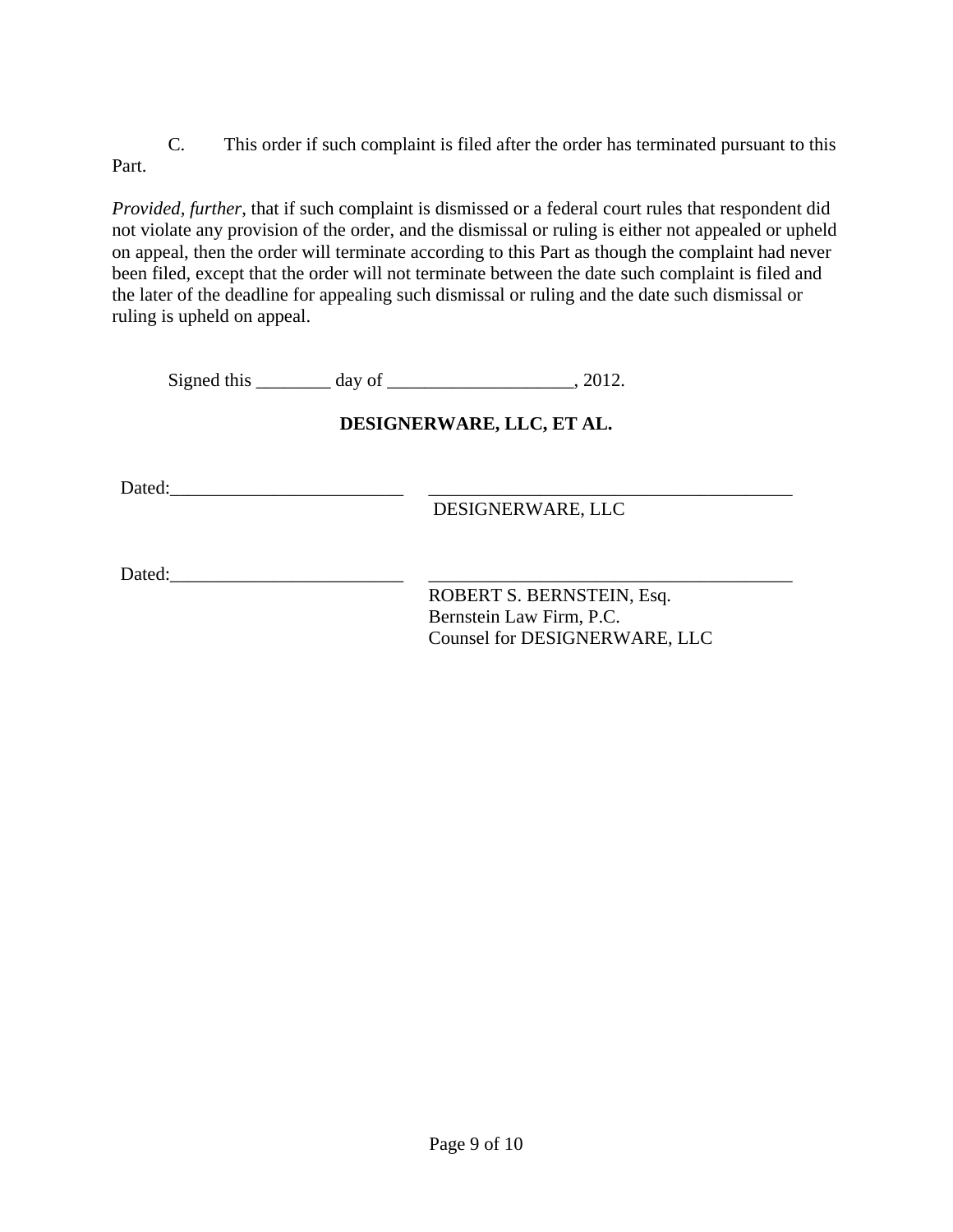C. This order if such complaint is filed after the order has terminated pursuant to this Part.

*Provided, further*, that if such complaint is dismissed or a federal court rules that respondent did not violate any provision of the order, and the dismissal or ruling is either not appealed or upheld on appeal, then the order will terminate according to this Part as though the complaint had never been filed, except that the order will not terminate between the date such complaint is filed and the later of the deadline for appealing such dismissal or ruling and the date such dismissal or ruling is upheld on appeal.

Signed this ________ day of ____________________, 2012.

**DESIGNERWARE, LLC, ET AL.**

Dated:_________________________ ________________________________________
DESIGNERWARE, LLC

Dated:_________________________ ________________________________________
ROBERT S. BERNSTEIN, Esq.
Bernstein Law Firm, P.C.
Counsel for DESIGNERWARE, LLC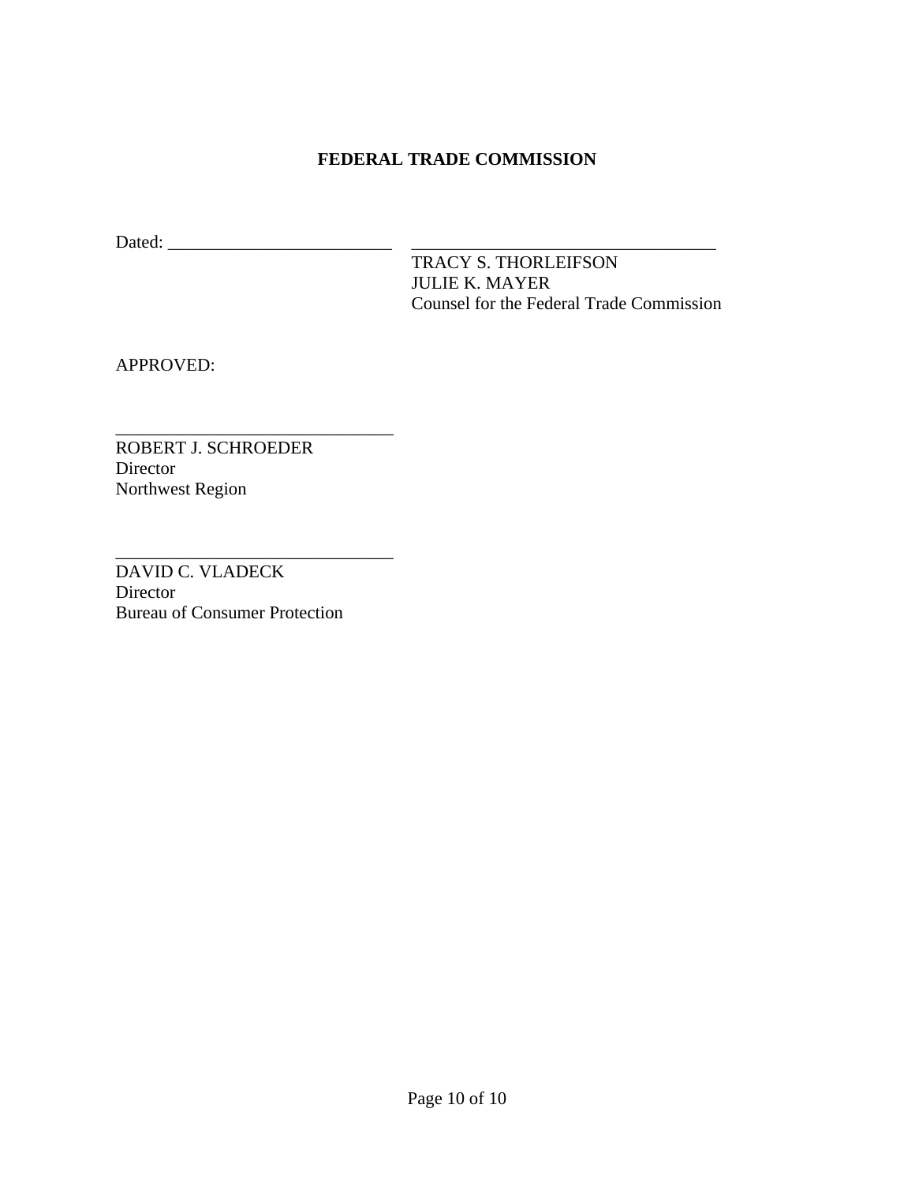**FEDERAL TRADE COMMISSION**

Dated: ________________________ ________________________________

TRACY S. THORLEIFSON
JULIE K. MAYER
Counsel for the Federal Trade Commission

APPROVED:

______________________________
ROBERT J. SCHROEDER
Director
Northwest Region

______________________________
DAVID C. VLADECK
Director
Bureau of Consumer Protection